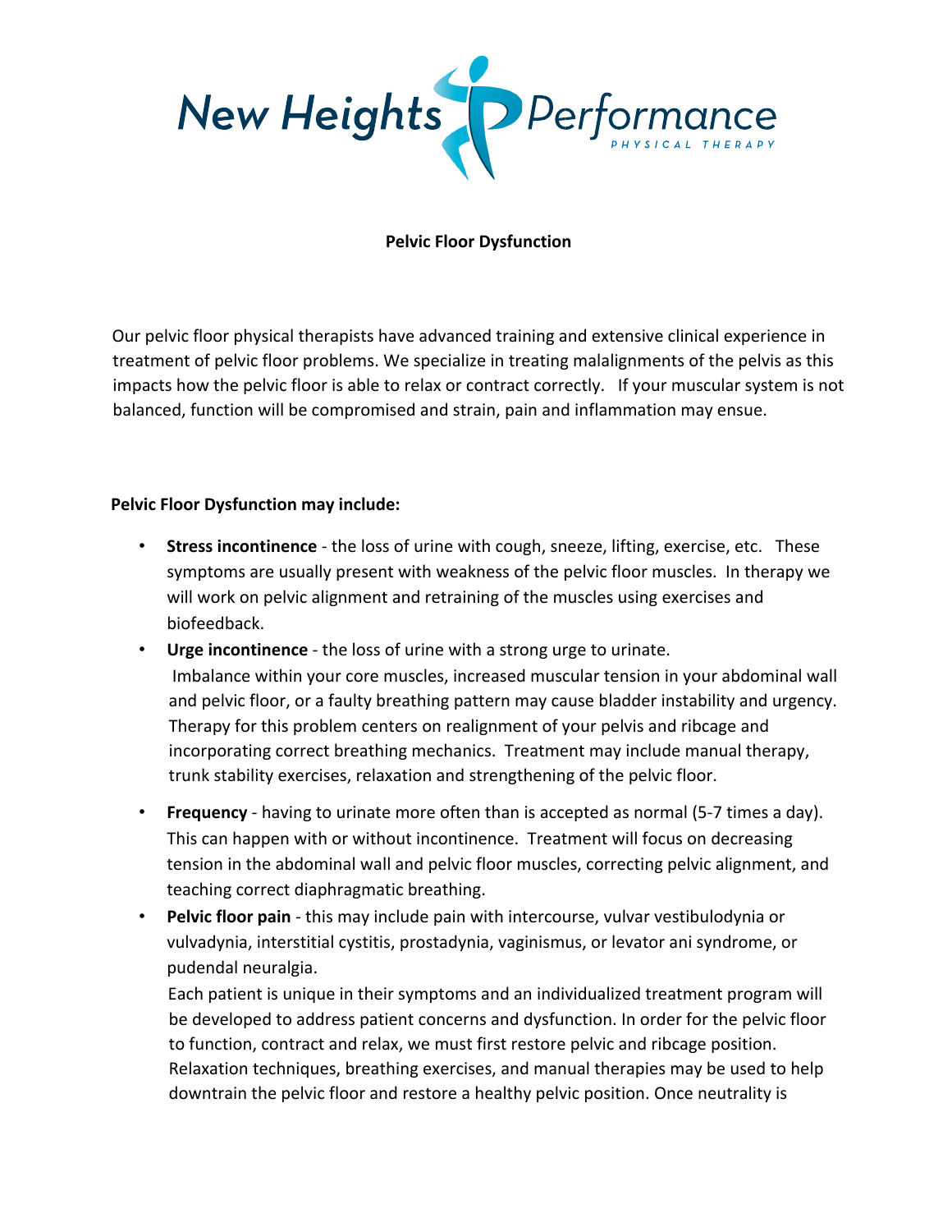New Heights Performance
PHYSICAL THERAPY

# Pelvic Floor Dysfunction

Our pelvic floor physical therapists have advanced training and extensive clinical experience in treatment of pelvic floor problems. We specialize in treating malalignments of the pelvis as this impacts how the pelvic floor is able to relax or contract correctly. If your muscular system is not balanced, function will be compromised and strain, pain and inflammation may ensue.

**Pelvic Floor Dysfunction may include:**

- **Stress incontinence** - the loss of urine with cough, sneeze, lifting, exercise, etc. These symptoms are usually present with weakness of the pelvic floor muscles. In therapy we will work on pelvic alignment and retraining of the muscles using exercises and biofeedback.
- **Urge incontinence** - the loss of urine with a strong urge to urinate.
  Imbalance within your core muscles, increased muscular tension in your abdominal wall and pelvic floor, or a faulty breathing pattern may cause bladder instability and urgency. Therapy for this problem centers on realignment of your pelvis and ribcage and incorporating correct breathing mechanics. Treatment may include manual therapy, trunk stability exercises, relaxation and strengthening of the pelvic floor.
- **Frequency** - having to urinate more often than is accepted as normal (5-7 times a day). This can happen with or without incontinence. Treatment will focus on decreasing tension in the abdominal wall and pelvic floor muscles, correcting pelvic alignment, and teaching correct diaphragmatic breathing.
- **Pelvic floor pain** - this may include pain with intercourse, vulvar vestibulodynia or vulvadynia, interstitial cystitis, prostadynia, vaginismus, or levator ani syndrome, or pudendal neuralgia.
  Each patient is unique in their symptoms and an individualized treatment program will be developed to address patient concerns and dysfunction. In order for the pelvic floor to function, contract and relax, we must first restore pelvic and ribcage position. Relaxation techniques, breathing exercises, and manual therapies may be used to help downtrain the pelvic floor and restore a healthy pelvic position. Once neutrality is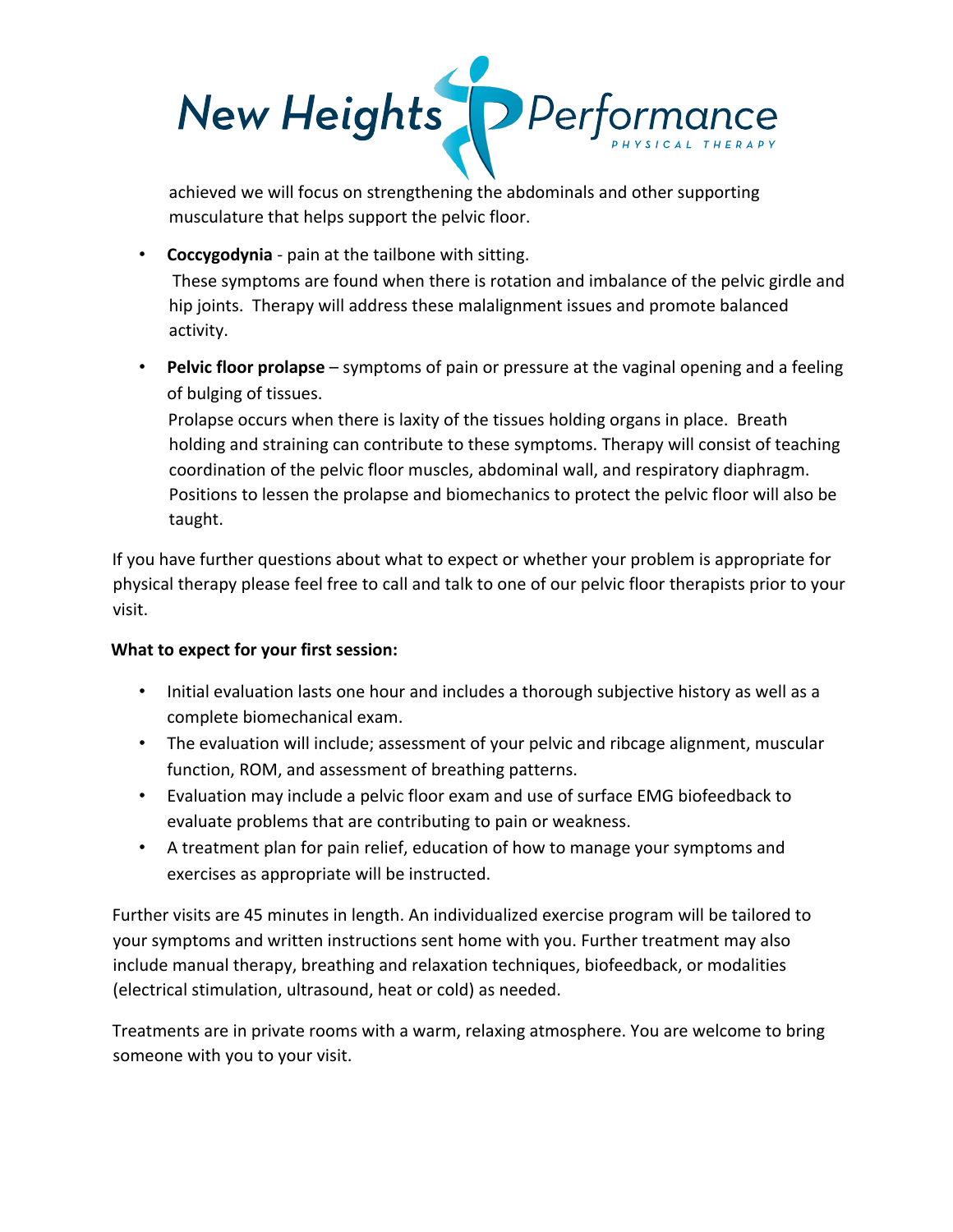achieved we will focus on strengthening the abdominals and other supporting musculature that helps support the pelvic floor.

- **Coccygodynia** - pain at the tailbone with sitting.
  These symptoms are found when there is rotation and imbalance of the pelvic girdle and hip joints. Therapy will address these malalignment issues and promote balanced activity.
- **Pelvic floor prolapse** – symptoms of pain or pressure at the vaginal opening and a feeling of bulging of tissues.
  Prolapse occurs when there is laxity of the tissues holding organs in place. Breath holding and straining can contribute to these symptoms. Therapy will consist of teaching coordination of the pelvic floor muscles, abdominal wall, and respiratory diaphragm. Positions to lessen the prolapse and biomechanics to protect the pelvic floor will also be taught.

If you have further questions about what to expect or whether your problem is appropriate for physical therapy please feel free to call and talk to one of our pelvic floor therapists prior to your visit.

**What to expect for your first session:**

- Initial evaluation lasts one hour and includes a thorough subjective history as well as a complete biomechanical exam.
- The evaluation will include; assessment of your pelvic and ribcage alignment, muscular function, ROM, and assessment of breathing patterns.
- Evaluation may include a pelvic floor exam and use of surface EMG biofeedback to evaluate problems that are contributing to pain or weakness.
- A treatment plan for pain relief, education of how to manage your symptoms and exercises as appropriate will be instructed.

Further visits are 45 minutes in length. An individualized exercise program will be tailored to your symptoms and written instructions sent home with you. Further treatment may also include manual therapy, breathing and relaxation techniques, biofeedback, or modalities (electrical stimulation, ultrasound, heat or cold) as needed.

Treatments are in private rooms with a warm, relaxing atmosphere. You are welcome to bring someone with you to your visit.